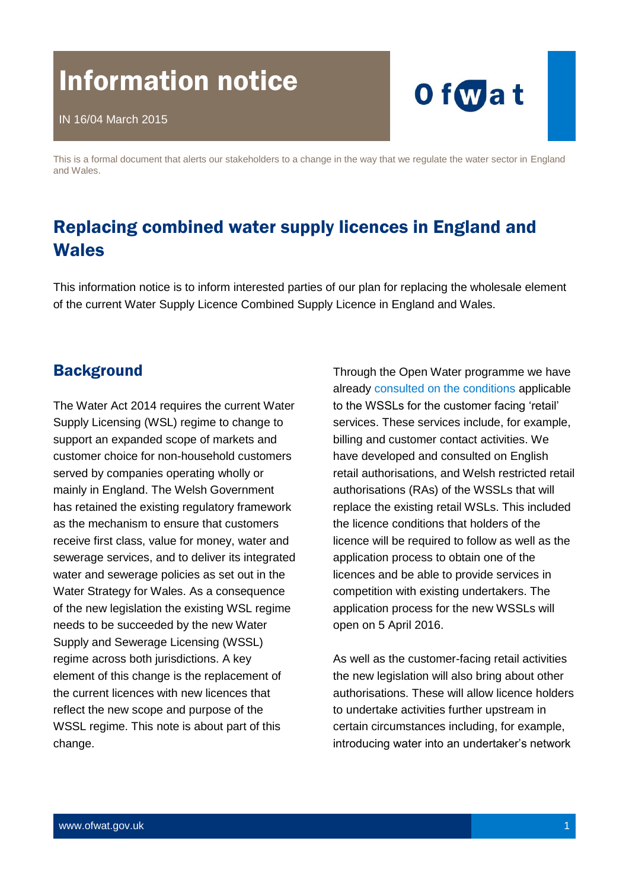# Information notice

IN 16/04 March 2015

Ofwat

This is a formal document that alerts our stakeholders to a change in the way that we regulate the water sector in England and Wales.

## Replacing combined water supply licences in England and Wales

This information notice is to inform interested parties of our plan for replacing the wholesale element of the current Water Supply Licence Combined Supply Licence in England and Wales.

### Background

The Water Act 2014 requires the current Water Supply Licensing (WSL) regime to change to support an expanded scope of markets and customer choice for non-household customers served by companies operating wholly or mainly in England. The Welsh Government has retained the existing regulatory framework as the mechanism to ensure that customers receive first class, value for money, water and sewerage services, and to deliver its integrated water and sewerage policies as set out in the Water Strategy for Wales. As a consequence of the new legislation the existing WSL regime needs to be succeeded by the new Water Supply and Sewerage Licensing (WSSL) regime across both jurisdictions. A key element of this change is the replacement of the current licences with new licences that reflect the new scope and purpose of the WSSL regime. This note is about part of this change.

Through the Open Water programme we have already consulted on the conditions applicable to the WSSLs for the customer facing 'retail' services. These services include, for example, billing and customer contact activities. We have developed and consulted on English retail authorisations, and Welsh restricted retail authorisations (RAs) of the WSSLs that will replace the existing retail WSLs. This included the licence conditions that holders of the licence will be required to follow as well as the application process to obtain one of the licences and be able to provide services in competition with existing undertakers. The application process for the new WSSLs will open on 5 April 2016.

As well as the customer-facing retail activities the new legislation will also bring about other authorisations. These will allow licence holders to undertake activities further upstream in certain circumstances including, for example, introducing water into an undertaker's network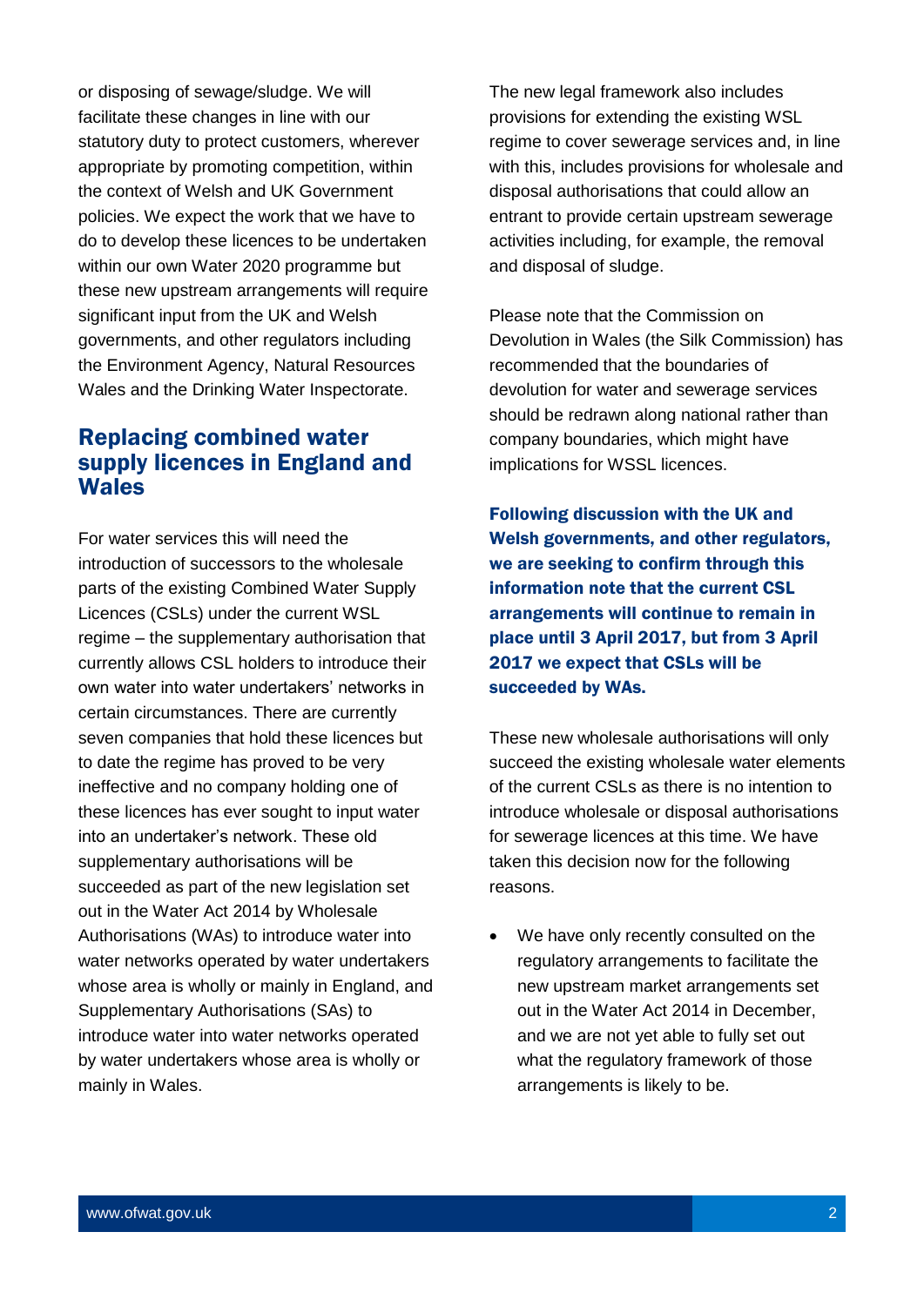or disposing of sewage/sludge. We will facilitate these changes in line with our statutory duty to protect customers, wherever appropriate by promoting competition, within the context of Welsh and UK Government policies. We expect the work that we have to do to develop these licences to be undertaken within our own Water 2020 programme but these new upstream arrangements will require significant input from the UK and Welsh governments, and other regulators including the Environment Agency, Natural Resources Wales and the Drinking Water Inspectorate.

## Replacing combined water supply licences in England and Wales

For water services this will need the introduction of successors to the wholesale parts of the existing Combined Water Supply Licences (CSLs) under the current WSL regime – the supplementary authorisation that currently allows CSL holders to introduce their own water into water undertakers' networks in certain circumstances. There are currently seven companies that hold these licences but to date the regime has proved to be very ineffective and no company holding one of these licences has ever sought to input water into an undertaker's network. These old supplementary authorisations will be succeeded as part of the new legislation set out in the Water Act 2014 by Wholesale Authorisations (WAs) to introduce water into water networks operated by water undertakers whose area is wholly or mainly in England, and Supplementary Authorisations (SAs) to introduce water into water networks operated by water undertakers whose area is wholly or mainly in Wales.

The new legal framework also includes provisions for extending the existing WSL regime to cover sewerage services and, in line with this, includes provisions for wholesale and disposal authorisations that could allow an entrant to provide certain upstream sewerage activities including, for example, the removal and disposal of sludge.

Please note that the Commission on Devolution in Wales (the Silk Commission) has recommended that the boundaries of devolution for water and sewerage services should be redrawn along national rather than company boundaries, which might have implications for WSSL licences.

**Following discussion with the UK and Welsh governments, and other regulators, we are seeking to confirm through this information note that the current CSL arrangements will continue to remain in place until 3 April 2017, but from 3 April 2017 we expect that CSLs will be succeeded by WAs.**

These new wholesale authorisations will only succeed the existing wholesale water elements of the current CSLs as there is no intention to introduce wholesale or disposal authorisations for sewerage licences at this time. We have taken this decision now for the following reasons.

- We have only recently consulted on the regulatory arrangements to facilitate the new upstream market arrangements set out in the Water Act 2014 in December, and we are not yet able to fully set out what the regulatory framework of those arrangements is likely to be.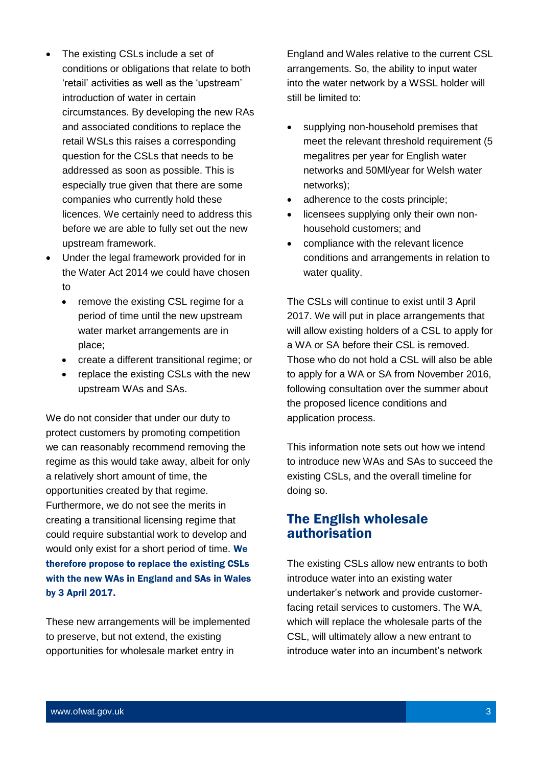- The existing CSLs include a set of conditions or obligations that relate to both 'retail' activities as well as the 'upstream' introduction of water in certain circumstances. By developing the new RAs and associated conditions to replace the retail WSLs this raises a corresponding question for the CSLs that needs to be addressed as soon as possible. This is especially true given that there are some companies who currently hold these licences. We certainly need to address this before we are able to fully set out the new upstream framework.
- Under the legal framework provided for in the Water Act 2014 we could have chosen to
  - remove the existing CSL regime for a period of time until the new upstream water market arrangements are in place;
  - create a different transitional regime; or
  - replace the existing CSLs with the new upstream WAs and SAs.

We do not consider that under our duty to protect customers by promoting competition we can reasonably recommend removing the regime as this would take away, albeit for only a relatively short amount of time, the opportunities created by that regime. Furthermore, we do not see the merits in creating a transitional licensing regime that could require substantial work to develop and would only exist for a short period of time. **We therefore propose to replace the existing CSLs with the new WAs in England and SAs in Wales by 3 April 2017.**

These new arrangements will be implemented to preserve, but not extend, the existing opportunities for wholesale market entry in England and Wales relative to the current CSL arrangements. So, the ability to input water into the water network by a WSSL holder will still be limited to:

- supplying non-household premises that meet the relevant threshold requirement (5 megalitres per year for English water networks and 50Ml/year for Welsh water networks);
- adherence to the costs principle;
- licensees supplying only their own non-household customers; and
- compliance with the relevant licence conditions and arrangements in relation to water quality.

The CSLs will continue to exist until 3 April 2017. We will put in place arrangements that will allow existing holders of a CSL to apply for a WA or SA before their CSL is removed. Those who do not hold a CSL will also be able to apply for a WA or SA from November 2016, following consultation over the summer about the proposed licence conditions and application process.

This information note sets out how we intend to introduce new WAs and SAs to succeed the existing CSLs, and the overall timeline for doing so.

## The English wholesale authorisation

The existing CSLs allow new entrants to both introduce water into an existing water undertaker's network and provide customer-facing retail services to customers. The WA, which will replace the wholesale parts of the CSL, will ultimately allow a new entrant to introduce water into an incumbent's network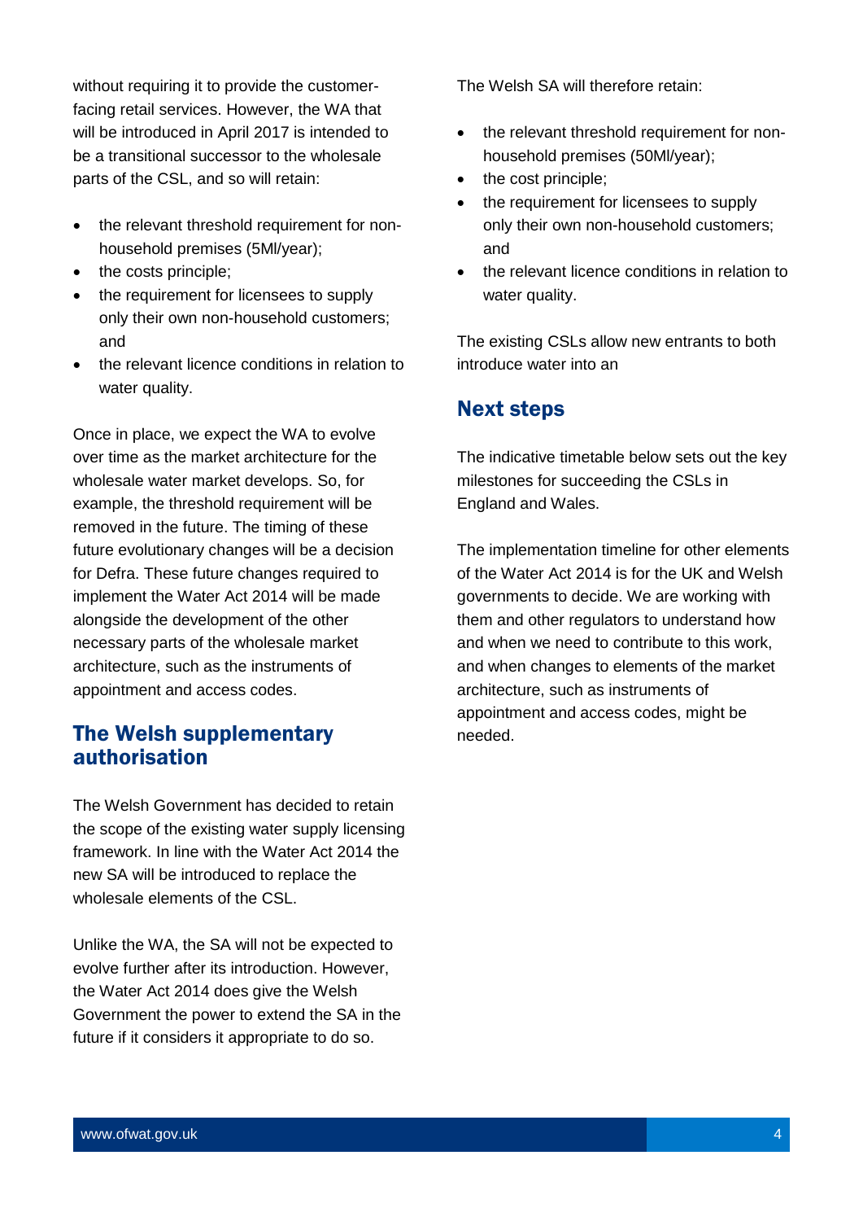without requiring it to provide the customer-facing retail services. However, the WA that will be introduced in April 2017 is intended to be a transitional successor to the wholesale parts of the CSL, and so will retain:

- the relevant threshold requirement for non-household premises (5Ml/year);
- the costs principle;
- the requirement for licensees to supply only their own non-household customers; and
- the relevant licence conditions in relation to water quality.

Once in place, we expect the WA to evolve over time as the market architecture for the wholesale water market develops. So, for example, the threshold requirement will be removed in the future. The timing of these future evolutionary changes will be a decision for Defra. These future changes required to implement the Water Act 2014 will be made alongside the development of the other necessary parts of the wholesale market architecture, such as the instruments of appointment and access codes.

## The Welsh supplementary authorisation

The Welsh Government has decided to retain the scope of the existing water supply licensing framework. In line with the Water Act 2014 the new SA will be introduced to replace the wholesale elements of the CSL.

Unlike the WA, the SA will not be expected to evolve further after its introduction. However, the Water Act 2014 does give the Welsh Government the power to extend the SA in the future if it considers it appropriate to do so.

The Welsh SA will therefore retain:

- the relevant threshold requirement for non-household premises (50Ml/year);
- the cost principle;
- the requirement for licensees to supply only their own non-household customers; and
- the relevant licence conditions in relation to water quality.

The existing CSLs allow new entrants to both introduce water into an

## Next steps

The indicative timetable below sets out the key milestones for succeeding the CSLs in England and Wales.

The implementation timeline for other elements of the Water Act 2014 is for the UK and Welsh governments to decide. We are working with them and other regulators to understand how and when we need to contribute to this work, and when changes to elements of the market architecture, such as instruments of appointment and access codes, might be needed.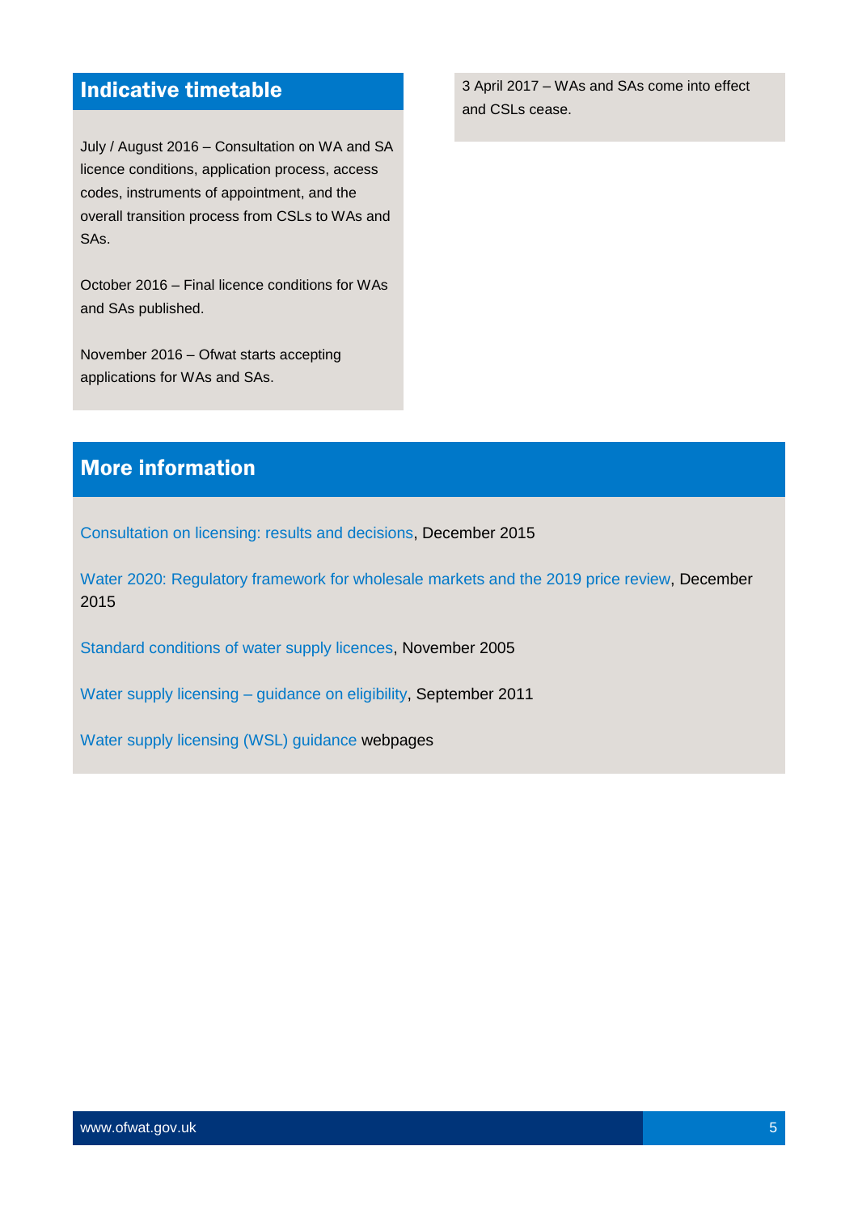## Indicative timetable

July / August 2016 – Consultation on WA and SA licence conditions, application process, access codes, instruments of appointment, and the overall transition process from CSLs to WAs and SAs.

October 2016 – Final licence conditions for WAs and SAs published.

November 2016 – Ofwat starts accepting applications for WAs and SAs.

3 April 2017 – WAs and SAs come into effect and CSLs cease.

## More information

Consultation on licensing: results and decisions, December 2015

Water 2020: Regulatory framework for wholesale markets and the 2019 price review, December 2015

Standard conditions of water supply licences, November 2005

Water supply licensing – guidance on eligibility, September 2011

Water supply licensing (WSL) guidance webpages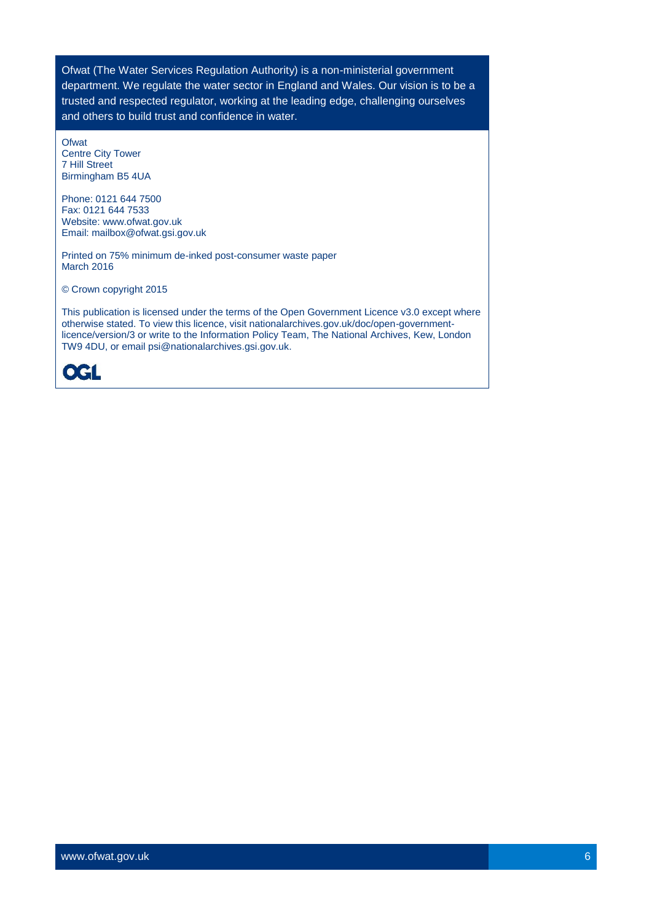Ofwat (The Water Services Regulation Authority) is a non-ministerial government department. We regulate the water sector in England and Wales. Our vision is to be a trusted and respected regulator, working at the leading edge, challenging ourselves and others to build trust and confidence in water.

Ofwat
Centre City Tower
7 Hill Street
Birmingham B5 4UA

Phone: 0121 644 7500
Fax: 0121 644 7533
Website: www.ofwat.gov.uk
Email: mailbox@ofwat.gsi.gov.uk

Printed on 75% minimum de-inked post-consumer waste paper
March 2016

© Crown copyright 2015

This publication is licensed under the terms of the Open Government Licence v3.0 except where otherwise stated. To view this licence, visit nationalarchives.gov.uk/doc/open-government-licence/version/3 or write to the Information Policy Team, The National Archives, Kew, London TW9 4DU, or email psi@nationalarchives.gsi.gov.uk.

OGL